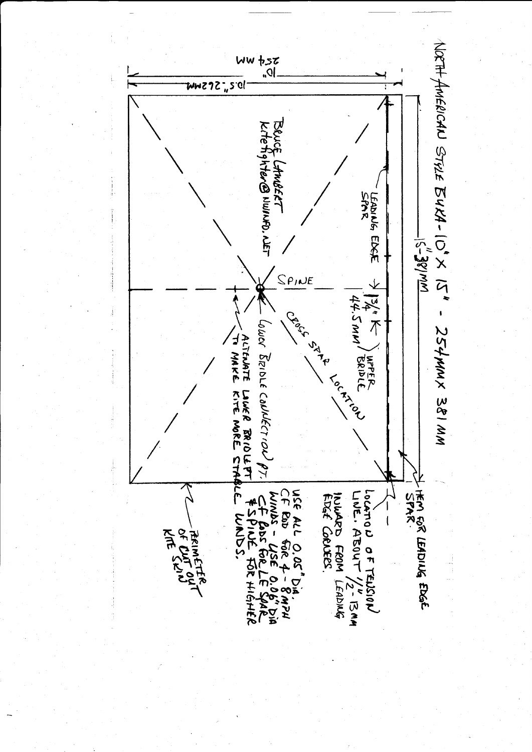# NORTH AMERICAN STYLE BUKA - 10" X 15" - 254MM X 381 MM

10" 254 MM

10.5" 262MM

15" 381MM

LEADING EDGE SPAR

SPINE

1 3/4" 44.5MM

UPPER BRIDLE

CROSS SPAR LOCATION

LOWER BRIDLE CONNECTION PT.

ALTERNATE LOWER BRIDLE PT TO MAKE KITE MORE STABLE

BRUCE LAMBERT
kitefighter@NWINFO.NET

HEM FOR LEADING EDGE SPAR.

LOCATION OF TENSION LINE. ABOUT 1/2" - 13MM INWARD FROM LEADING EDGE CORNERS.

USE ALL 0.05" DIA. CF ROD FOR 4 - 8 MPH WINDS - USE 0.06" DIA CF RODS FOR LE SPAR & SPINE FOR HIGHER WINDS.

PERIMETER OF CUT OUT KITE SKIN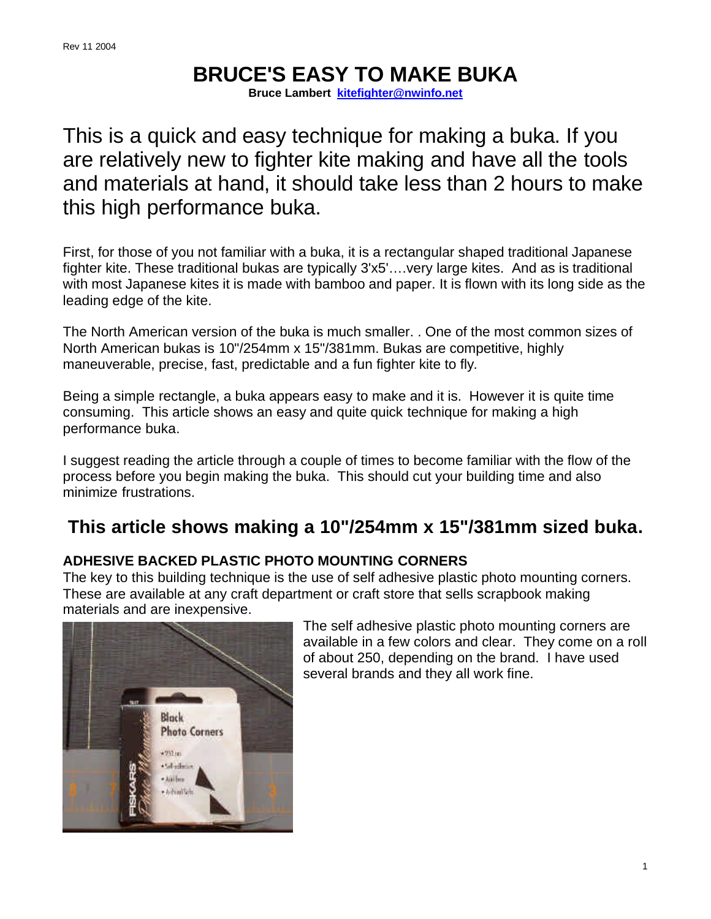# BRUCE'S EASY TO MAKE BUKA

**Bruce Lambert [kitefighter@nwinfo.net](mailto:kitefighter@nwinfo.net)**

This is a quick and easy technique for making a buka. If you are relatively new to fighter kite making and have all the tools and materials at hand, it should take less than 2 hours to make this high performance buka.

First, for those of you not familiar with a buka, it is a rectangular shaped traditional Japanese fighter kite. These traditional bukas are typically 3'x5'….very large kites. And as is traditional with most Japanese kites it is made with bamboo and paper. It is flown with its long side as the leading edge of the kite.

The North American version of the buka is much smaller. . One of the most common sizes of North American bukas is 10"/254mm x 15"/381mm. Bukas are competitive, highly maneuverable, precise, fast, predictable and a fun fighter kite to fly.

Being a simple rectangle, a buka appears easy to make and it is. However it is quite time consuming. This article shows an easy and quite quick technique for making a high performance buka.

I suggest reading the article through a couple of times to become familiar with the flow of the process before you begin making the buka. This should cut your building time and also minimize frustrations.

## This article shows making a 10"/254mm x 15"/381mm sized buka.

### ADHESIVE BACKED PLASTIC PHOTO MOUNTING CORNERS

The key to this building technique is the use of self adhesive plastic photo mounting corners. These are available at any craft department or craft store that sells scrapbook making materials and are inexpensive.

The self adhesive plastic photo mounting corners are available in a few colors and clear. They come on a roll of about 250, depending on the brand. I have used several brands and they all work fine.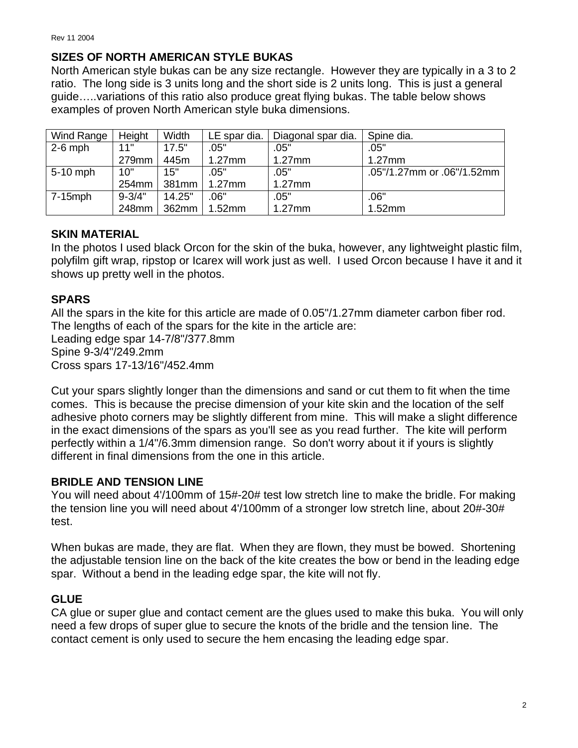## SIZES OF NORTH AMERICAN STYLE BUKAS

North American style bukas can be any size rectangle. However they are typically in a 3 to 2 ratio. The long side is 3 units long and the short side is 2 units long. This is just a general guide…..variations of this ratio also produce great flying bukas. The table below shows examples of proven North American style buka dimensions.

| Wind Range | Height | Width | LE spar dia. | Diagonal spar dia. | Spine dia. |
|---|---|---|---|---|---|
| 2-6 mph | 11" 279mm | 17.5" 445m | .05" 1.27mm | .05" 1.27mm | .05" 1.27mm |
| 5-10 mph | 10" 254mm | 15" 381mm | .05" 1.27mm | .05" 1.27mm | .05"/1.27mm or .06"/1.52mm |
| 7-15mph | 9-3/4" 248mm | 14.25" 362mm | .06" 1.52mm | .05" 1.27mm | .06" 1.52mm |

## SKIN MATERIAL

In the photos I used black Orcon for the skin of the buka, however, any lightweight plastic film, polyfilm gift wrap, ripstop or Icarex will work just as well. I used Orcon because I have it and it shows up pretty well in the photos.

## SPARS

All the spars in the kite for this article are made of 0.05"/1.27mm diameter carbon fiber rod. The lengths of each of the spars for the kite in the article are:
Leading edge spar 14-7/8"/377.8mm
Spine 9-3/4"/249.2mm
Cross spars 17-13/16"/452.4mm

Cut your spars slightly longer than the dimensions and sand or cut them to fit when the time comes. This is because the precise dimension of your kite skin and the location of the self adhesive photo corners may be slightly different from mine. This will make a slight difference in the exact dimensions of the spars as you'll see as you read further. The kite will perform perfectly within a 1/4"/6.3mm dimension range. So don't worry about it if yours is slightly different in final dimensions from the one in this article.

## BRIDLE AND TENSION LINE

You will need about 4'/100mm of 15#-20# test low stretch line to make the bridle. For making the tension line you will need about 4'/100mm of a stronger low stretch line, about 20#-30# test.

When bukas are made, they are flat. When they are flown, they must be bowed. Shortening the adjustable tension line on the back of the kite creates the bow or bend in the leading edge spar. Without a bend in the leading edge spar, the kite will not fly.

## GLUE

CA glue or super glue and contact cement are the glues used to make this buka. You will only need a few drops of super glue to secure the knots of the bridle and the tension line. The contact cement is only used to secure the hem encasing the leading edge spar.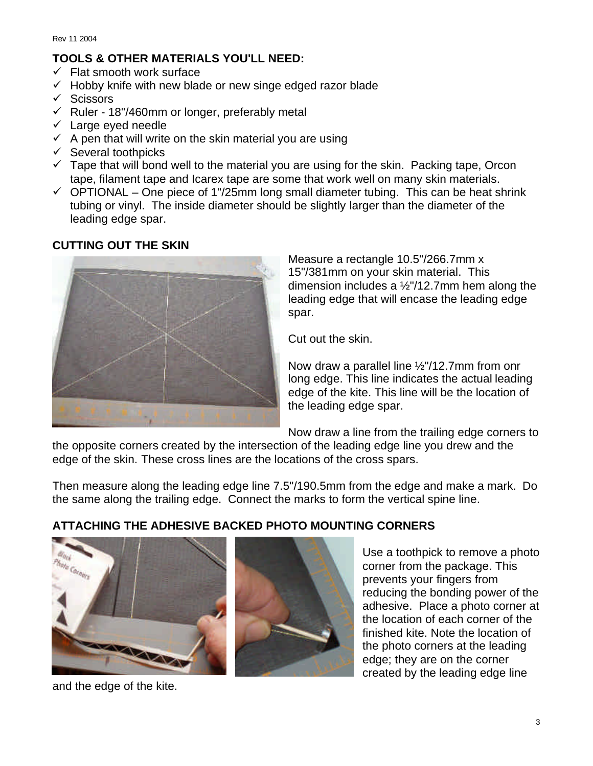## TOOLS & OTHER MATERIALS YOU'LL NEED:

- ✓ Flat smooth work surface
- ✓ Hobby knife with new blade or new singe edged razor blade
- ✓ Scissors
- ✓ Ruler - 18"/460mm or longer, preferably metal
- ✓ Large eyed needle
- ✓ A pen that will write on the skin material you are using
- ✓ Several toothpicks
- ✓ Tape that will bond well to the material you are using for the skin. Packing tape, Orcon tape, filament tape and Icarex tape are some that work well on many skin materials.
- ✓ OPTIONAL – One piece of 1"/25mm long small diameter tubing. This can be heat shrink tubing or vinyl. The inside diameter should be slightly larger than the diameter of the leading edge spar.

## CUTTING OUT THE SKIN

Measure a rectangle 10.5"/266.7mm x 15"/381mm on your skin material. This dimension includes a ½"/12.7mm hem along the leading edge that will encase the leading edge spar.

Cut out the skin.

Now draw a parallel line ½"/12.7mm from onr long edge. This line indicates the actual leading edge of the kite. This line will be the location of the leading edge spar.

Now draw a line from the trailing edge corners to the opposite corners created by the intersection of the leading edge line you drew and the edge of the skin. These cross lines are the locations of the cross spars.

Then measure along the leading edge line 7.5"/190.5mm from the edge and make a mark. Do the same along the trailing edge. Connect the marks to form the vertical spine line.

## ATTACHING THE ADHESIVE BACKED PHOTO MOUNTING CORNERS

Use a toothpick to remove a photo corner from the package. This prevents your fingers from reducing the bonding power of the adhesive. Place a photo corner at the location of each corner of the finished kite. Note the location of the photo corners at the leading edge; they are on the corner created by the leading edge line and the edge of the kite.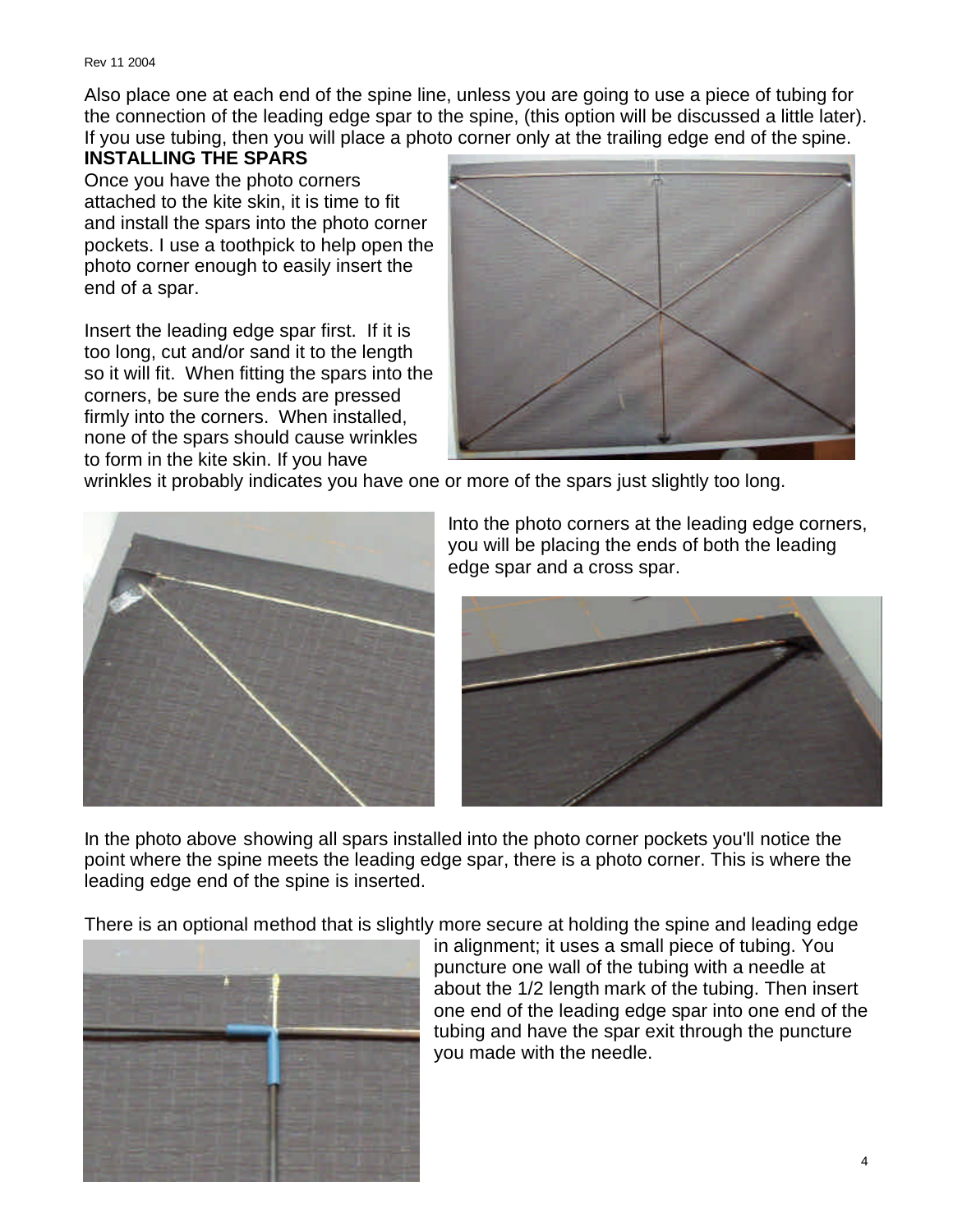Also place one at each end of the spine line, unless you are going to use a piece of tubing for the connection of the leading edge spar to the spine, (this option will be discussed a little later). If you use tubing, then you will place a photo corner only at the trailing edge end of the spine.

**INSTALLING THE SPARS**

Once you have the photo corners attached to the kite skin, it is time to fit and install the spars into the photo corner pockets. I use a toothpick to help open the photo corner enough to easily insert the end of a spar.

Insert the leading edge spar first. If it is too long, cut and/or sand it to the length so it will fit. When fitting the spars into the corners, be sure the ends are pressed firmly into the corners. When installed, none of the spars should cause wrinkles to form in the kite skin. If you have wrinkles it probably indicates you have one or more of the spars just slightly too long.

Into the photo corners at the leading edge corners, you will be placing the ends of both the leading edge spar and a cross spar.

In the photo above showing all spars installed into the photo corner pockets you'll notice the point where the spine meets the leading edge spar, there is a photo corner. This is where the leading edge end of the spine is inserted.

There is an optional method that is slightly more secure at holding the spine and leading edge in alignment; it uses a small piece of tubing. You puncture one wall of the tubing with a needle at about the 1/2 length mark of the tubing. Then insert one end of the leading edge spar into one end of the tubing and have the spar exit through the puncture you made with the needle.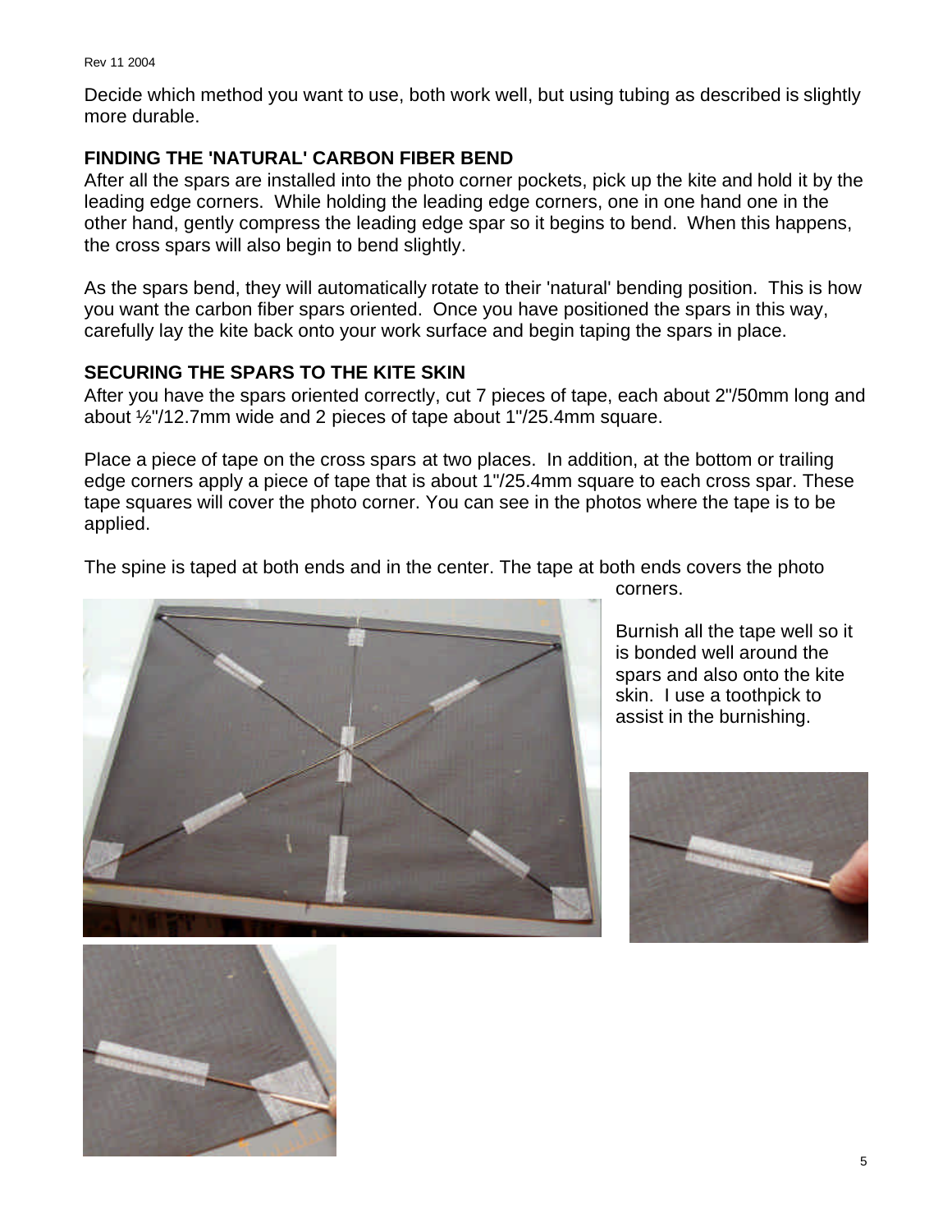Decide which method you want to use, both work well, but using tubing as described is slightly more durable.

**FINDING THE 'NATURAL' CARBON FIBER BEND**

After all the spars are installed into the photo corner pockets, pick up the kite and hold it by the leading edge corners. While holding the leading edge corners, one in one hand one in the other hand, gently compress the leading edge spar so it begins to bend. When this happens, the cross spars will also begin to bend slightly.

As the spars bend, they will automatically rotate to their 'natural' bending position. This is how you want the carbon fiber spars oriented. Once you have positioned the spars in this way, carefully lay the kite back onto your work surface and begin taping the spars in place.

**SECURING THE SPARS TO THE KITE SKIN**

After you have the spars oriented correctly, cut 7 pieces of tape, each about 2"/50mm long and about ½"/12.7mm wide and 2 pieces of tape about 1"/25.4mm square.

Place a piece of tape on the cross spars at two places. In addition, at the bottom or trailing edge corners apply a piece of tape that is about 1"/25.4mm square to each cross spar. These tape squares will cover the photo corner. You can see in the photos where the tape is to be applied.

The spine is taped at both ends and in the center. The tape at both ends covers the photo corners.

Burnish all the tape well so it is bonded well around the spars and also onto the kite skin. I use a toothpick to assist in the burnishing.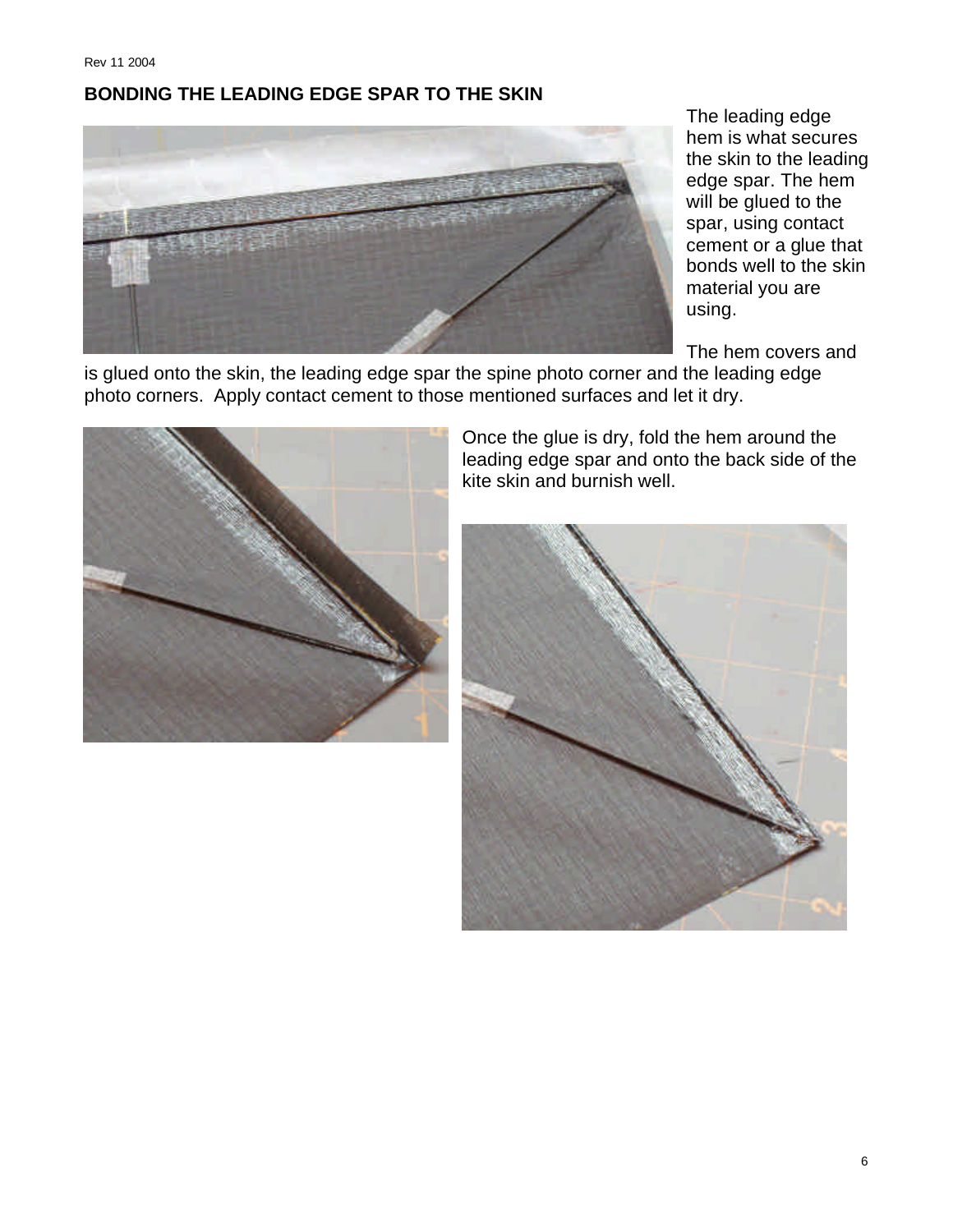## BONDING THE LEADING EDGE SPAR TO THE SKIN

The leading edge hem is what secures the skin to the leading edge spar. The hem will be glued to the spar, using contact cement or a glue that bonds well to the skin material you are using.

The hem covers and is glued onto the skin, the leading edge spar the spine photo corner and the leading edge photo corners. Apply contact cement to those mentioned surfaces and let it dry.

Once the glue is dry, fold the hem around the leading edge spar and onto the back side of the kite skin and burnish well.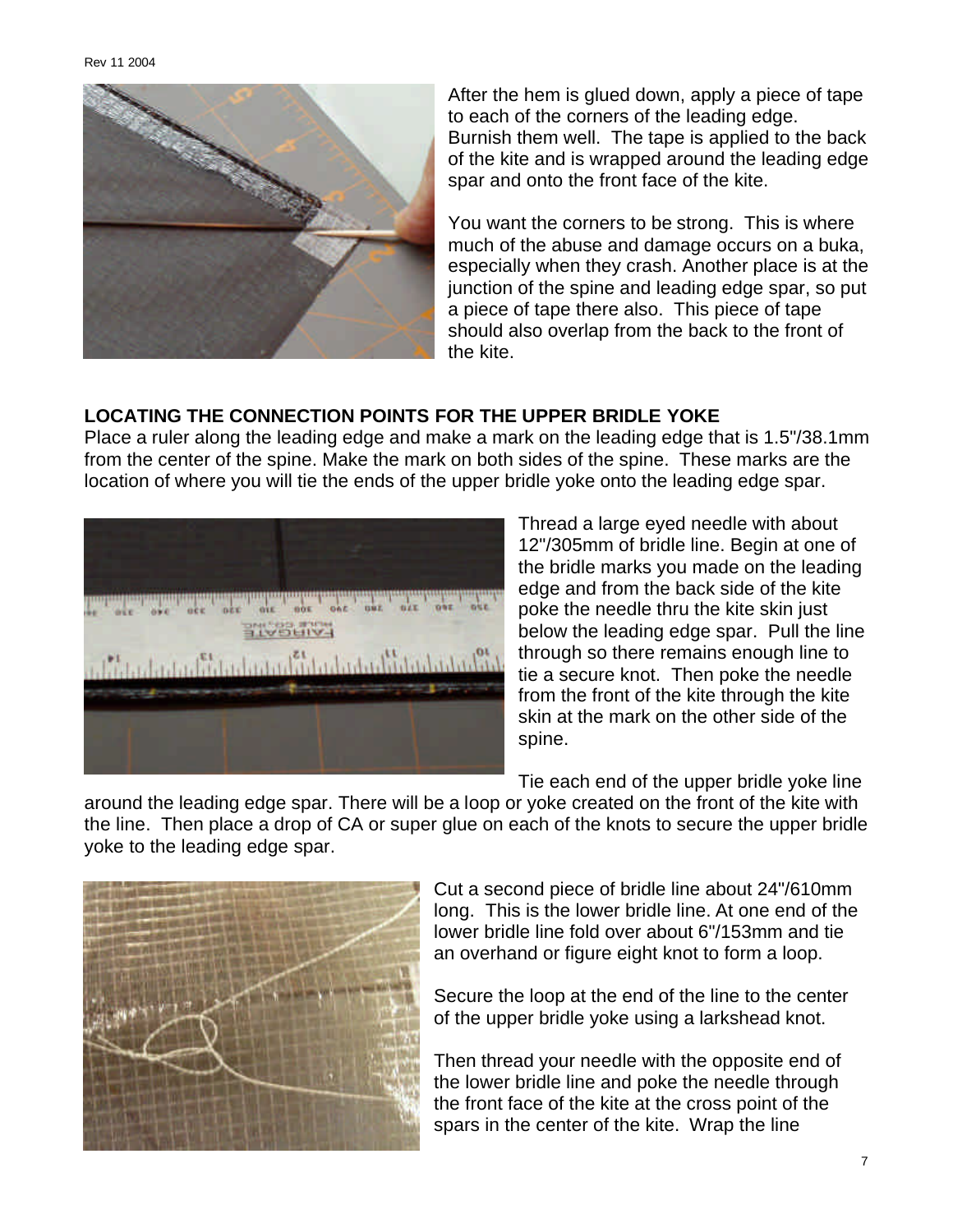After the hem is glued down, apply a piece of tape to each of the corners of the leading edge. Burnish them well. The tape is applied to the back of the kite and is wrapped around the leading edge spar and onto the front face of the kite.

You want the corners to be strong. This is where much of the abuse and damage occurs on a buka, especially when they crash. Another place is at the junction of the spine and leading edge spar, so put a piece of tape there also. This piece of tape should also overlap from the back to the front of the kite.

**LOCATING THE CONNECTION POINTS FOR THE UPPER BRIDLE YOKE**

Place a ruler along the leading edge and make a mark on the leading edge that is 1.5"/38.1mm from the center of the spine. Make the mark on both sides of the spine. These marks are the location of where you will tie the ends of the upper bridle yoke onto the leading edge spar.

Thread a large eyed needle with about 12"/305mm of bridle line. Begin at one of the bridle marks you made on the leading edge and from the back side of the kite poke the needle thru the kite skin just below the leading edge spar. Pull the line through so there remains enough line to tie a secure knot. Then poke the needle from the front of the kite through the kite skin at the mark on the other side of the spine.

Tie each end of the upper bridle yoke line around the leading edge spar. There will be a loop or yoke created on the front of the kite with the line. Then place a drop of CA or super glue on each of the knots to secure the upper bridle yoke to the leading edge spar.

Cut a second piece of bridle line about 24"/610mm long. This is the lower bridle line. At one end of the lower bridle line fold over about 6"/153mm and tie an overhand or figure eight knot to form a loop.

Secure the loop at the end of the line to the center of the upper bridle yoke using a larkshead knot.

Then thread your needle with the opposite end of the lower bridle line and poke the needle through the front face of the kite at the cross point of the spars in the center of the kite. Wrap the line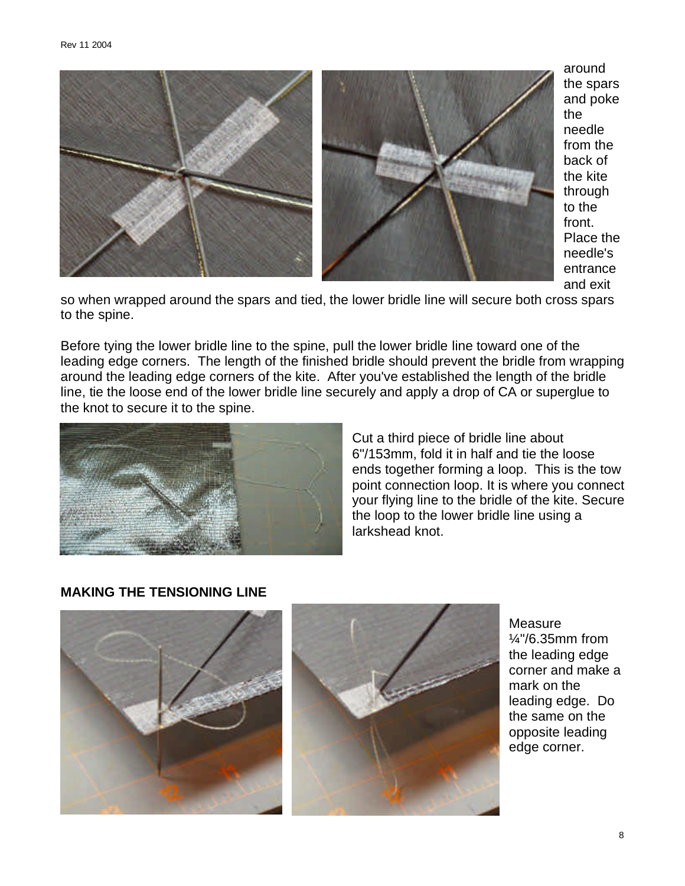around the spars and poke the needle from the back of the kite through to the front. Place the needle's entrance and exit so when wrapped around the spars and tied, the lower bridle line will secure both cross spars to the spine.

Before tying the lower bridle line to the spine, pull the lower bridle line toward one of the leading edge corners. The length of the finished bridle should prevent the bridle from wrapping around the leading edge corners of the kite. After you've established the length of the bridle line, tie the loose end of the lower bridle line securely and apply a drop of CA or superglue to the knot to secure it to the spine.

Cut a third piece of bridle line about 6"/153mm, fold it in half and tie the loose ends together forming a loop. This is the tow point connection loop. It is where you connect your flying line to the bridle of the kite. Secure the loop to the lower bridle line using a larkshead knot.

**MAKING THE TENSIONING LINE**

Measure ¼"/6.35mm from the leading edge corner and make a mark on the leading edge. Do the same on the opposite leading edge corner.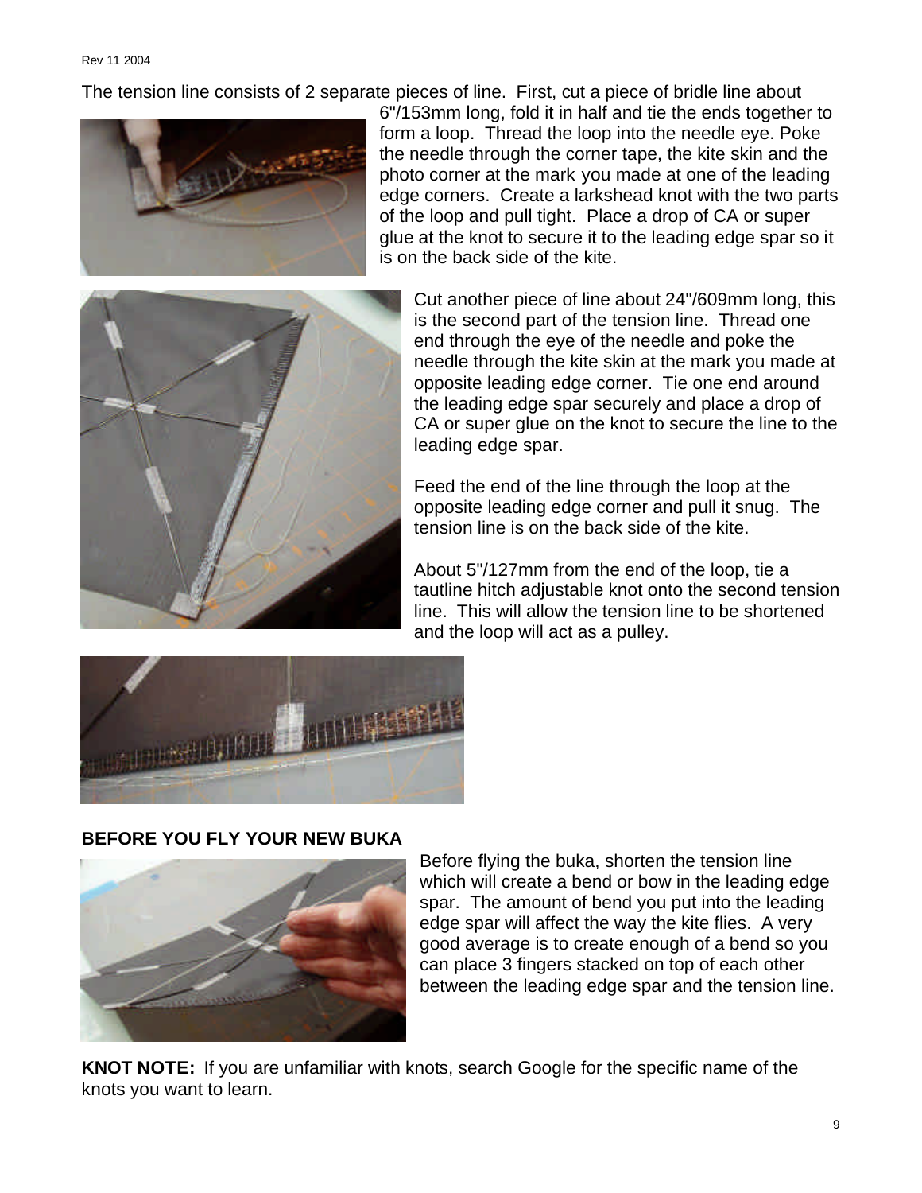The tension line consists of 2 separate pieces of line. First, cut a piece of bridle line about 6"/153mm long, fold it in half and tie the ends together to form a loop. Thread the loop into the needle eye. Poke the needle through the corner tape, the kite skin and the photo corner at the mark you made at one of the leading edge corners. Create a larkshead knot with the two parts of the loop and pull tight. Place a drop of CA or super glue at the knot to secure it to the leading edge spar so it is on the back side of the kite.

Cut another piece of line about 24"/609mm long, this is the second part of the tension line. Thread one end through the eye of the needle and poke the needle through the kite skin at the mark you made at opposite leading edge corner. Tie one end around the leading edge spar securely and place a drop of CA or super glue on the knot to secure the line to the leading edge spar.

Feed the end of the line through the loop at the opposite leading edge corner and pull it snug. The tension line is on the back side of the kite.

About 5"/127mm from the end of the loop, tie a tautline hitch adjustable knot onto the second tension line. This will allow the tension line to be shortened and the loop will act as a pulley.

**BEFORE YOU FLY YOUR NEW BUKA**

Before flying the buka, shorten the tension line which will create a bend or bow in the leading edge spar. The amount of bend you put into the leading edge spar will affect the way the kite flies. A very good average is to create enough of a bend so you can place 3 fingers stacked on top of each other between the leading edge spar and the tension line.

**KNOT NOTE:** If you are unfamiliar with knots, search Google for the specific name of the knots you want to learn.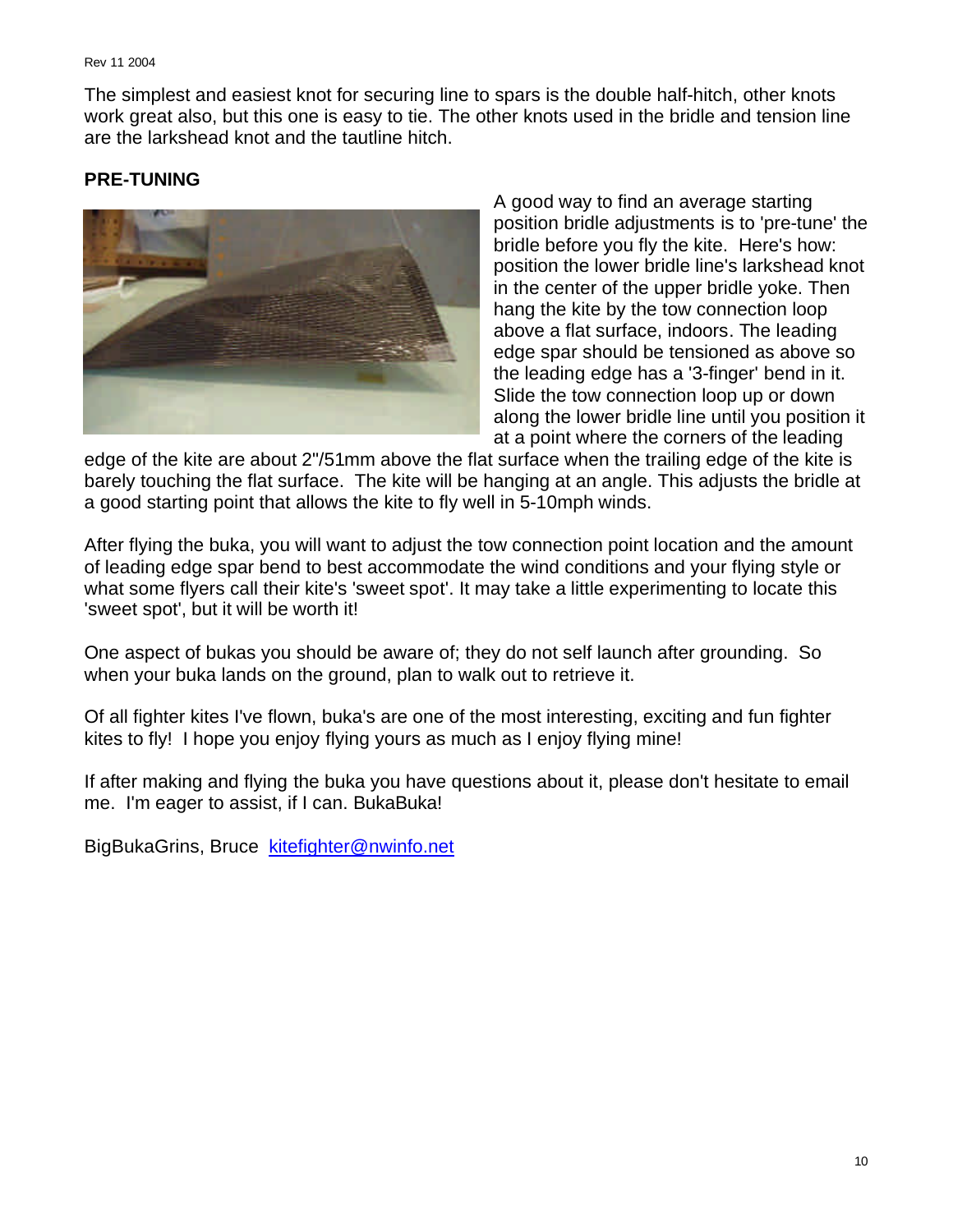The simplest and easiest knot for securing line to spars is the double half-hitch, other knots work great also, but this one is easy to tie. The other knots used in the bridle and tension line are the larkshead knot and the tautline hitch.

**PRE-TUNING**

A good way to find an average starting position bridle adjustments is to 'pre-tune' the bridle before you fly the kite. Here's how: position the lower bridle line's larkshead knot in the center of the upper bridle yoke. Then hang the kite by the tow connection loop above a flat surface, indoors. The leading edge spar should be tensioned as above so the leading edge has a '3-finger' bend in it. Slide the tow connection loop up or down along the lower bridle line until you position it at a point where the corners of the leading edge of the kite are about 2"/51mm above the flat surface when the trailing edge of the kite is barely touching the flat surface. The kite will be hanging at an angle. This adjusts the bridle at a good starting point that allows the kite to fly well in 5-10mph winds.

After flying the buka, you will want to adjust the tow connection point location and the amount of leading edge spar bend to best accommodate the wind conditions and your flying style or what some flyers call their kite's 'sweet spot'. It may take a little experimenting to locate this 'sweet spot', but it will be worth it!

One aspect of bukas you should be aware of; they do not self launch after grounding. So when your buka lands on the ground, plan to walk out to retrieve it.

Of all fighter kites I've flown, buka's are one of the most interesting, exciting and fun fighter kites to fly! I hope you enjoy flying yours as much as I enjoy flying mine!

If after making and flying the buka you have questions about it, please don't hesitate to email me. I'm eager to assist, if I can. BukaBuka!

BigBukaGrins, Bruce kitefighter@nwinfo.net